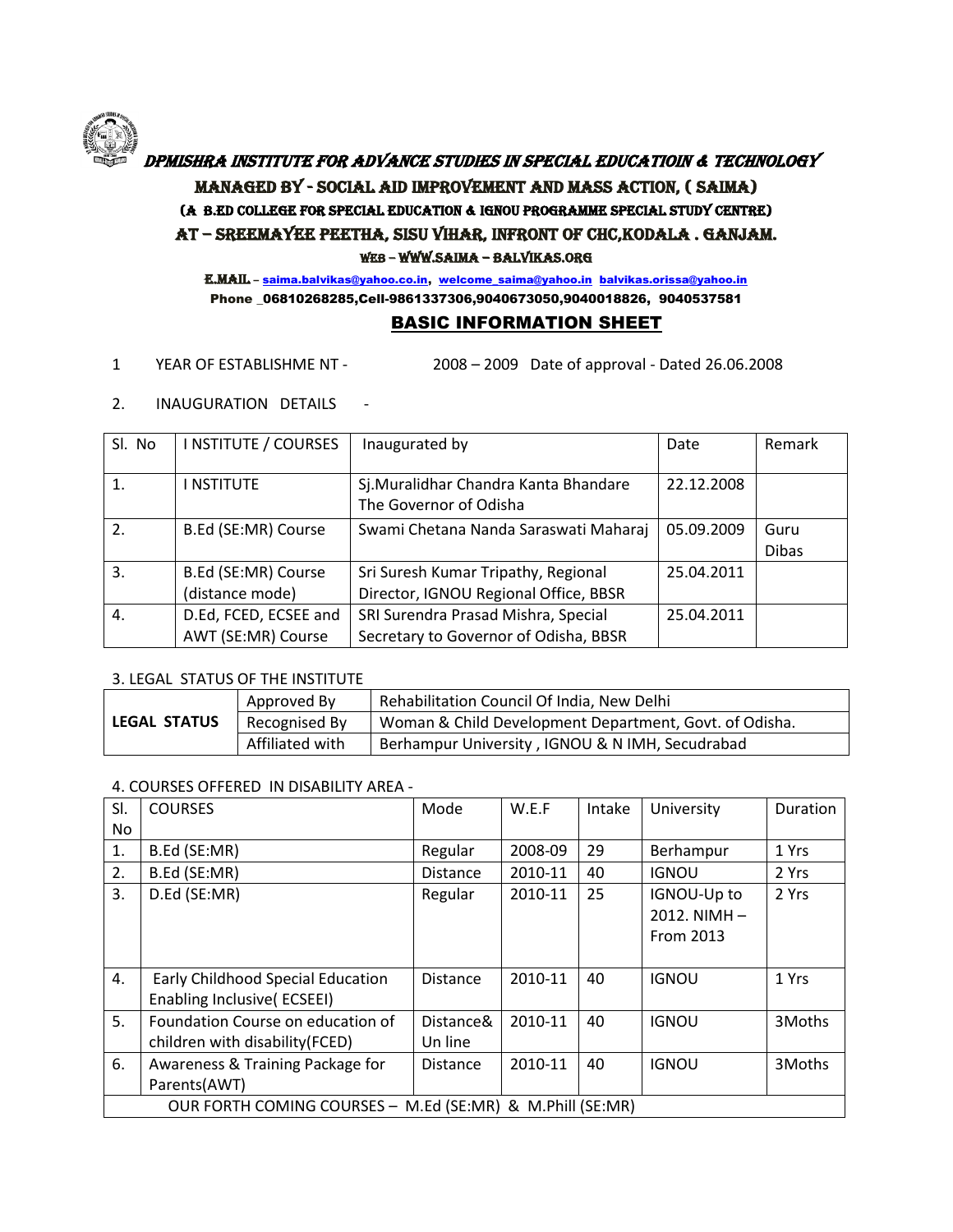# DPMISHRA INSTITUTE FOR ADVANCE STUDIES IN SPECIAL EDUCATIOIN & TECHNOLOGY

## MANAGED BY - SOCIAL AID IMPROVEMENT AND MASS ACTION, ( SAIMA)

### (A B.ED COLLEGE FOR SPECIAL EDUCATION & IGNOU PROGRAMME SPECIAL STUDY CENTRE)

### AT – SREEMAYEE PEETHA, SISU VIHAR, INFRONT OF CHC,KODALA . GANJAM.

WEB – WWW.SAIMA – BALVIKAS.ORG

E.MAIL – saima.balvikas@yahoo.co.in, welcome_saima@yahoo.in balvikas.orissa@yahoo.in

Phone _06810268285,Cell-9861337306,9040673050,9040018826, 9040537581

## BASIC INFORMATION SHEET

1 YEAR OF ESTABLISHME NT - 2008 – 2009 Date of approval - Dated 26.06.2008

2. INAUGURATION DETAILS -

| Sl. No | I NSTITUTE / COURSES | Inaugurated by | Date | Remark |
|---|---|---|---|---|
| 1. | I NSTITUTE | Sj.Muralidhar Chandra Kanta Bhandare The Governor of Odisha | 22.12.2008 | |
| 2. | B.Ed (SE:MR) Course | Swami Chetana Nanda Saraswati Maharaj | 05.09.2009 | Guru Dibas |
| 3. | B.Ed (SE:MR) Course (distance mode) | Sri Suresh Kumar Tripathy, Regional Director, IGNOU Regional Office, BBSR | 25.04.2011 | |
| 4. | D.Ed, FCED, ECSEE and AWT (SE:MR) Course | SRI Surendra Prasad Mishra, Special Secretary to Governor of Odisha, BBSR | 25.04.2011 | |

3. LEGAL STATUS OF THE INSTITUTE

| LEGAL STATUS | Approved By | Rehabilitation Council Of India, New Delhi |
|---|---|---|
| | Recognised By | Woman & Child Development Department, Govt. of Odisha. |
| | Affiliated with | Berhampur University , IGNOU & N IMH, Secudrabad |

4. COURSES OFFERED IN DISABILITY AREA -

| Sl. No | COURSES | Mode | W.E.F | Intake | University | Duration |
|---|---|---|---|---|---|---|
| 1. | B.Ed (SE:MR) | Regular | 2008-09 | 29 | Berhampur | 1 Yrs |
| 2. | B.Ed (SE:MR) | Distance | 2010-11 | 40 | IGNOU | 2 Yrs |
| 3. | D.Ed (SE:MR) | Regular | 2010-11 | 25 | IGNOU-Up to 2012. NIMH – From 2013 | 2 Yrs |
| 4. | Early Childhood Special Education Enabling Inclusive( ECSEEI) | Distance | 2010-11 | 40 | IGNOU | 1 Yrs |
| 5. | Foundation Course on education of children with disability(FCED) | Distance& Un line | 2010-11 | 40 | IGNOU | 3Moths |
| 6. | Awareness & Training Package for Parents(AWT) | Distance | 2010-11 | 40 | IGNOU | 3Moths |
| OUR FORTH COMING COURSES – M.Ed (SE:MR) & M.Phill (SE:MR) | | | | | | |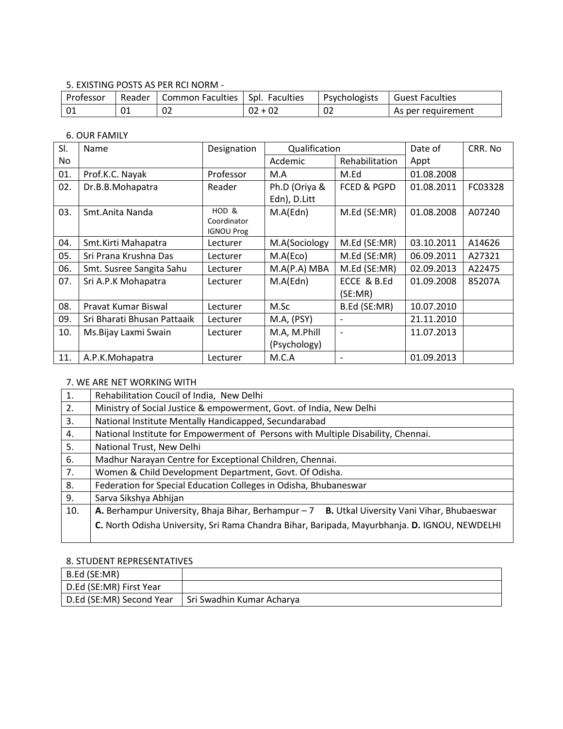5. EXISTING POSTS AS PER RCI NORM -

| Professor | Reader | Common Faculties | Spl. Faculties | Psychologists | Guest Faculties |
|---|---|---|---|---|---|
| 01 | 01 | 02 | 02 + 02 | 02 | As per requirement |

6. OUR FAMILY

| Sl. No | Name | Designation | Qualification | | Date of Appt | CRR. No |
|---|---|---|---|---|---|---|
| | | | Acdemic | Rehabilitation | | |
| 01. | Prof.K.C. Nayak | Professor | M.A | M.Ed | 01.08.2008 | |
| 02. | Dr.B.B.Mohapatra | Reader | Ph.D (Oriya & Edn), D.Litt | FCED & PGPD | 01.08.2011 | FC03328 |
| 03. | Smt.Anita Nanda | HOD & Coordinator IGNOU Prog | M.A(Edn) | M.Ed (SE:MR) | 01.08.2008 | A07240 |
| 04. | Smt.Kirti Mahapatra | Lecturer | M.A(Sociology | M.Ed (SE:MR) | 03.10.2011 | A14626 |
| 05. | Sri Prana Krushna Das | Lecturer | M.A(Eco) | M.Ed (SE:MR) | 06.09.2011 | A27321 |
| 06. | Smt. Susree Sangita Sahu | Lecturer | M.A(P.A) MBA | M.Ed (SE:MR) | 02.09.2013 | A22475 |
| 07. | Sri A.P.K Mohapatra | Lecturer | M.A(Edn) | ECCE & B.Ed (SE:MR) | 01.09.2008 | 85207A |
| 08. | Pravat Kumar Biswal | Lecturer | M.Sc | B.Ed (SE:MR) | 10.07.2010 | |
| 09. | Sri Bharati Bhusan Pattaaik | Lecturer | M.A, (PSY) | - | 21.11.2010 | |
| 10. | Ms.Bijay Laxmi Swain | Lecturer | M.A, M.Phill (Psychology) | - | 11.07.2013 | |
| 11. | A.P.K.Mohapatra | Lecturer | M.C.A | - | 01.09.2013 | |

7. WE ARE NET WORKING WITH

| | |
|---|---|
| 1. | Rehabilitation Coucil of India, New Delhi |
| 2. | Ministry of Social Justice & empowerment, Govt. of India, New Delhi |
| 3. | National Institute Mentally Handicapped, Secundarabad |
| 4. | National Institute for Empowerment of Persons with Multiple Disability, Chennai. |
| 5. | National Trust, New Delhi |
| 6. | Madhur Narayan Centre for Exceptional Children, Chennai. |
| 7. | Women & Child Development Department, Govt. Of Odisha. |
| 8. | Federation for Special Education Colleges in Odisha, Bhubaneswar |
| 9. | Sarva Sikshya Abhijan |
| 10. | **A.** Berhampur University, Bhaja Bihar, Berhampur – 7 **B.** Utkal Uiversity Vani Vihar, Bhubaeswar **C.** North Odisha University, Sri Rama Chandra Bihar, Baripada, Mayurbhanja. **D.** IGNOU, NEWDELHI |

8. STUDENT REPRESENTATIVES

| | |
|---|---|
| B.Ed (SE:MR) | |
| D.Ed (SE:MR) First Year | |
| D.Ed (SE:MR) Second Year | Sri Swadhin Kumar Acharya |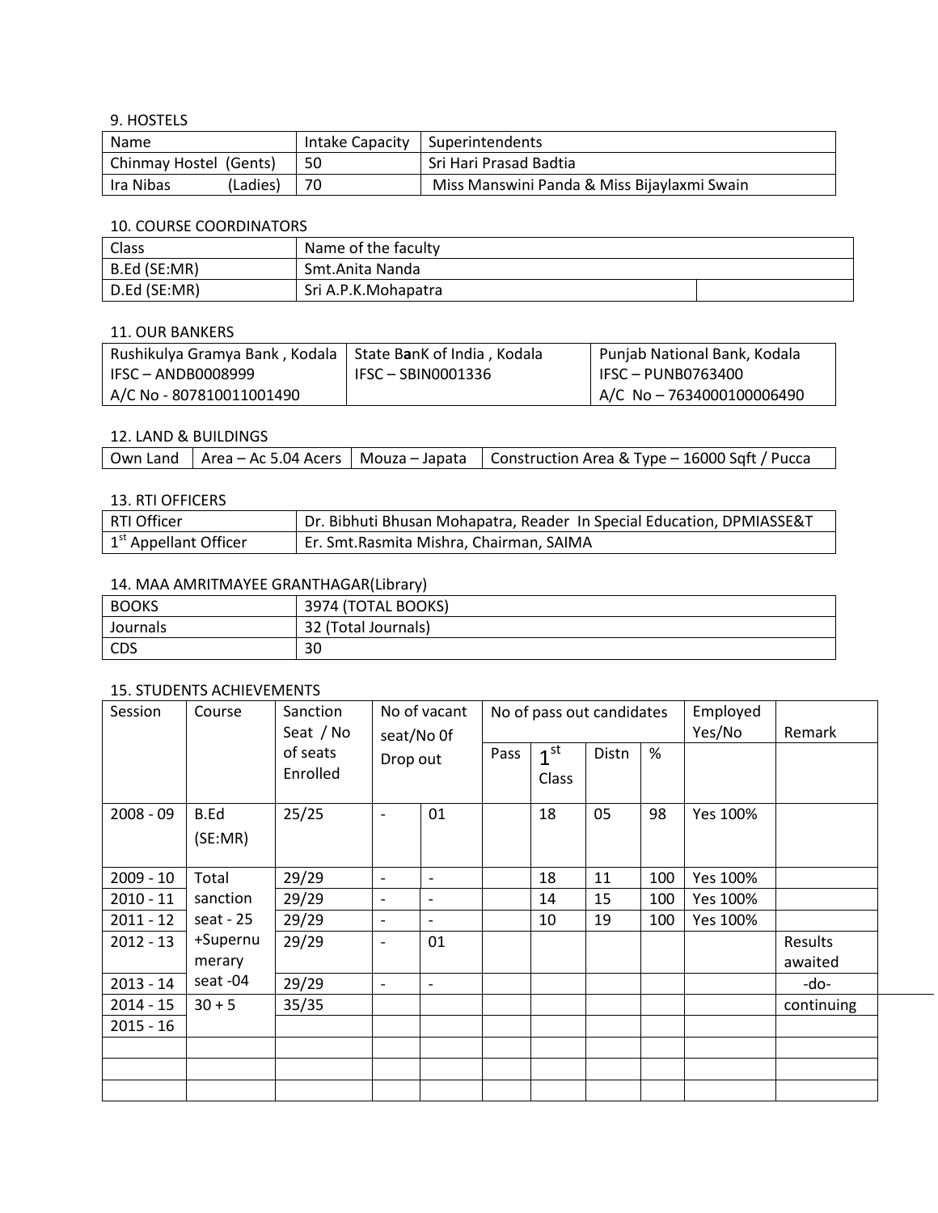9. HOSTELS

| Name | Intake Capacity | Superintendents |
|---|---|---|
| Chinmay Hostel (Gents) | 50 | Sri Hari Prasad Badtia |
| Ira Nibas (Ladies) | 70 | Miss Manswini Panda & Miss Bijaylaxmi Swain |

10. COURSE COORDINATORS

| Class | Name of the faculty | |
|---|---|---|
| B.Ed (SE:MR) | Smt.Anita Nanda | |
| D.Ed (SE:MR) | Sri A.P.K.Mohapatra | |

11. OUR BANKERS

| Rushikulya Gramya Bank , Kodala | State BanK of India , Kodala | Punjab National Bank, Kodala |
|---|---|---|
| IFSC – ANDB0008999 | IFSC – SBIN0001336 | IFSC – PUNB0763400 |
| A/C No - 807810011001490 | | A/C No – 7634000100006490 |

12. LAND & BUILDINGS

| Own Land | Area – Ac 5.04 Acers | Mouza – Japata | Construction Area & Type – 16000 Sqft / Pucca |
|---|---|---|---|

13. RTI OFFICERS

| RTI Officer | Dr. Bibhuti Bhusan Mohapatra, Reader In Special Education, DPMIASSE&T |
|---|---|
| 1st Appellant Officer | Er. Smt.Rasmita Mishra, Chairman, SAIMA |

14. MAA AMRITMAYEE GRANTHAGAR(Library)

| BOOKS | 3974 (TOTAL BOOKS) |
|---|---|
| Journals | 32 (Total Journals) |
| CDS | 30 |

15. STUDENTS ACHIEVEMENTS

| Session | Course | Sanction Seat / No of seats Enrolled | No of vacant seat/No 0f Drop out | | No of pass out candidates | | | | Employed Yes/No | Remark |
|---|---|---|---|---|---|---|---|---|---|---|
| | | | | | Pass | 1st Class | Distn | % | | |
| 2008 - 09 | B.Ed (SE:MR) | 25/25 | - | 01 | | 18 | 05 | 98 | Yes 100% | |
| 2009 - 10 | Total sanction seat - 25 +Supernumerary seat -04 | 29/29 | - | - | | 18 | 11 | 100 | Yes 100% | |
| 2010 - 11 | | 29/29 | - | - | | 14 | 15 | 100 | Yes 100% | |
| 2011 - 12 | | 29/29 | - | - | | 10 | 19 | 100 | Yes 100% | |
| 2012 - 13 | | 29/29 | - | 01 | | | | | | Results awaited |
| 2013 - 14 | | 29/29 | - | - | | | | | | -do- |
| 2014 - 15 | 30 + 5 | 35/35 | | | | | | | | continuing |
| 2015 - 16 | | | | | | | | | | |
| | | | | | | | | | | |
| | | | | | | | | | | |
| | | | | | | | | | | |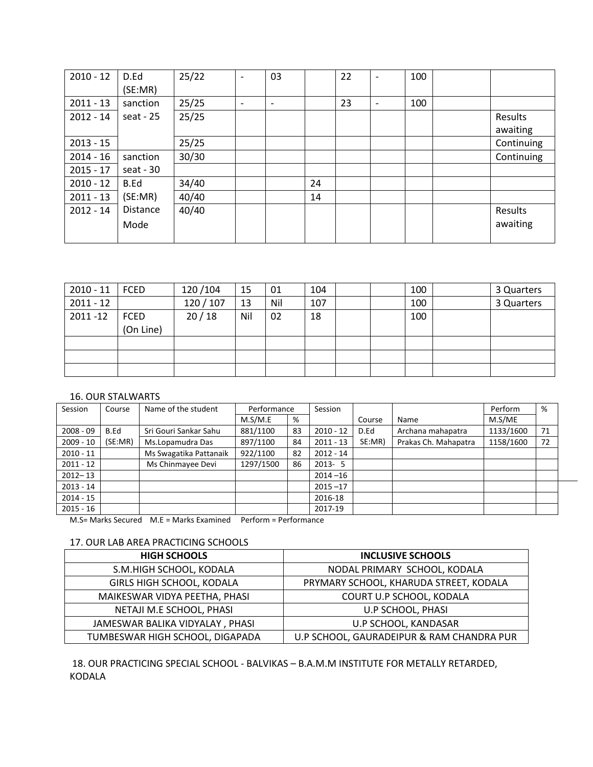| | | | | | | | | | | |
|---|---|---|---|---|---|---|---|---|---|---|
| 2010 - 12 | D.Ed (SE:MR) | 25/22 | - | 03 | | 22 | - | 100 | | |
| 2011 - 13 | sanction | 25/25 | - | - | | 23 | - | 100 | | |
| 2012 - 14 | seat - 25 | 25/25 | | | | | | | | Results awaiting |
| 2013 - 15 | | 25/25 | | | | | | | | Continuing |
| 2014 - 16 | sanction | 30/30 | | | | | | | | Continuing |
| 2015 - 17 | seat - 30 | | | | | | | | | |
| 2010 - 12 | B.Ed | 34/40 | | | 24 | | | | | |
| 2011 - 13 | (SE:MR) | 40/40 | | | 14 | | | | | |
| 2012 - 14 | Distance Mode | 40/40 | | | | | | | | Results awaiting |

| | | | | | | | | | | |
|---|---|---|---|---|---|---|---|---|---|---|
| 2010 - 11 | FCED | 120 /104 | 15 | 01 | 104 | | | 100 | | 3 Quarters |
| 2011 - 12 | | 120 / 107 | 13 | Nil | 107 | | | 100 | | 3 Quarters |
| 2011 -12 | FCED (On Line) | 20 / 18 | Nil | 02 | 18 | | | 100 | | |
| | | | | | | | | | | |
| | | | | | | | | | | |
| | | | | | | | | | | |

16. OUR STALWARTS

| Session | Course | Name of the student | Performance | | Session | | | Perform | % |
|---|---|---|---|---|---|---|---|---|---|
| | | | M.S/M.E | % | | Course | Name | M.S/ME | |
| 2008 - 09 | B.Ed | Sri Gouri Sankar Sahu | 881/1100 | 83 | 2010 - 12 | D.Ed | Archana mahapatra | 1133/1600 | 71 |
| 2009 - 10 | (SE:MR) | Ms.Lopamudra Das | 897/1100 | 84 | 2011 - 13 | SE:MR) | Prakas Ch. Mahapatra | 1158/1600 | 72 |
| 2010 - 11 | | Ms Swagatika Pattanaik | 922/1100 | 82 | 2012 - 14 | | | | |
| 2011 - 12 | | Ms Chinmayee Devi | 1297/1500 | 86 | 2013- 5 | | | | |
| 2012– 13 | | | | | 2014 –16 | | | | |
| 2013 - 14 | | | | | 2015 –17 | | | | |
| 2014 - 15 | | | | | 2016-18 | | | | |
| 2015 - 16 | | | | | 2017-19 | | | | |

M.S= Marks Secured M.E = Marks Examined Perform = Performance

17. OUR LAB AREA PRACTICING SCHOOLS

| HIGH SCHOOLS | INCLUSIVE SCHOOLS |
|---|---|
| S.M.HIGH SCHOOL, KODALA | NODAL PRIMARY SCHOOL, KODALA |
| GIRLS HIGH SCHOOL, KODALA | PRYMARY SCHOOL, KHARUDA STREET, KODALA |
| MAIKESWAR VIDYA PEETHA, PHASI | COURT U.P SCHOOL, KODALA |
| NETAJI M.E SCHOOL, PHASI | U.P SCHOOL, PHASI |
| JAMESWAR BALIKA VIDYALAY , PHASI | U.P SCHOOL, KANDASAR |
| TUMBESWAR HIGH SCHOOL, DIGAPADA | U.P SCHOOL, GAURADEIPUR & RAM CHANDRA PUR |

18. OUR PRACTICING SPECIAL SCHOOL - BALVIKAS – B.A.M.M INSTITUTE FOR METALLY RETARDED, KODALA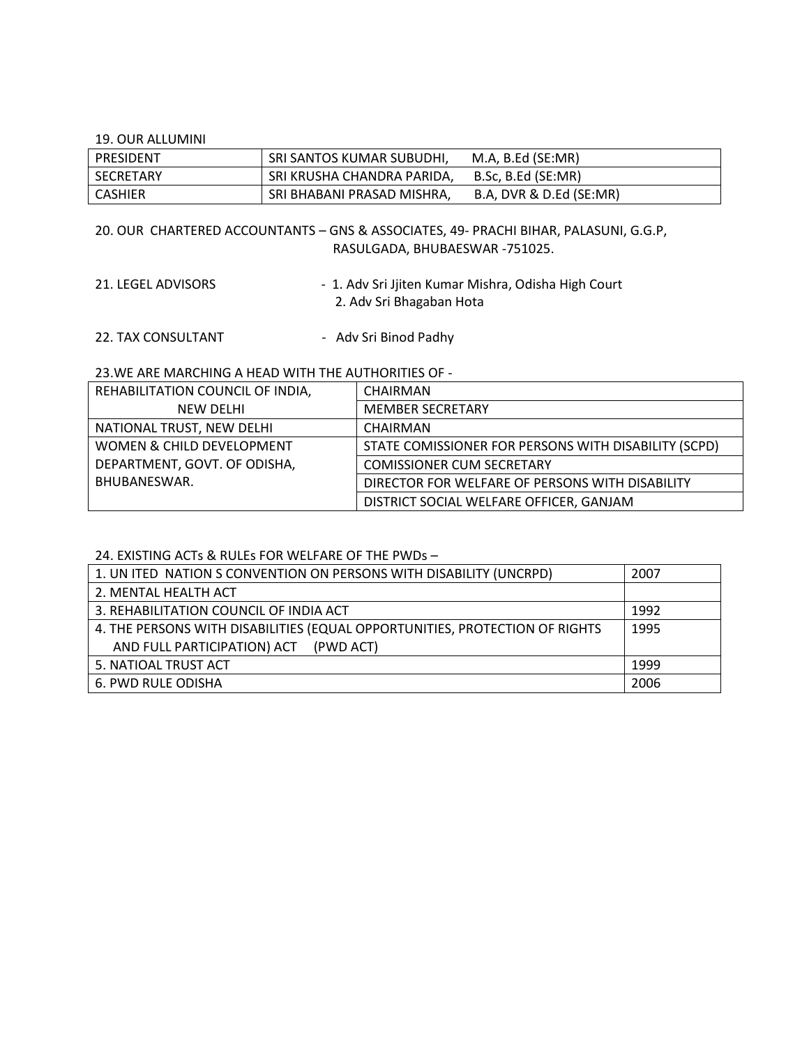19. OUR ALLUMINI

| | |
|---|---|
| PRESIDENT | SRI SANTOS KUMAR SUBUDHI, M.A, B.Ed (SE:MR) |
| SECRETARY | SRI KRUSHA CHANDRA PARIDA, B.Sc, B.Ed (SE:MR) |
| CASHIER | SRI BHABANI PRASAD MISHRA, B.A, DVR & D.Ed (SE:MR) |

20. OUR CHARTERED ACCOUNTANTS – GNS & ASSOCIATES, 49- PRACHI BIHAR, PALASUNI, G.G.P, RASULGADA, BHUBAESWAR -751025.

21. LEGEL ADVISORS - 1. Adv Sri Jjiten Kumar Mishra, Odisha High Court
2. Adv Sri Bhagaban Hota

22. TAX CONSULTANT - Adv Sri Binod Padhy

23.WE ARE MARCHING A HEAD WITH THE AUTHORITIES OF -

| | |
|---|---|
| REHABILITATION COUNCIL OF INDIA, NEW DELHI | CHAIRMAN |
| | MEMBER SECRETARY |
| NATIONAL TRUST, NEW DELHI | CHAIRMAN |
| WOMEN & CHILD DEVELOPMENT DEPARTMENT, GOVT. OF ODISHA, BHUBANESWAR. | STATE COMISSIONER FOR PERSONS WITH DISABILITY (SCPD) |
| | COMISSIONER CUM SECRETARY |
| | DIRECTOR FOR WELFARE OF PERSONS WITH DISABILITY |
| | DISTRICT SOCIAL WELFARE OFFICER, GANJAM |

24. EXISTING ACTs & RULEs FOR WELFARE OF THE PWDs –

| | |
|---|---|
| 1. UN ITED NATION S CONVENTION ON PERSONS WITH DISABILITY (UNCRPD) | 2007 |
| 2. MENTAL HEALTH ACT | |
| 3. REHABILITATION COUNCIL OF INDIA ACT | 1992 |
| 4. THE PERSONS WITH DISABILITIES (EQUAL OPPORTUNITIES, PROTECTION OF RIGHTS AND FULL PARTICIPATION) ACT (PWD ACT) | 1995 |
| 5. NATIOAL TRUST ACT | 1999 |
| 6. PWD RULE ODISHA | 2006 |